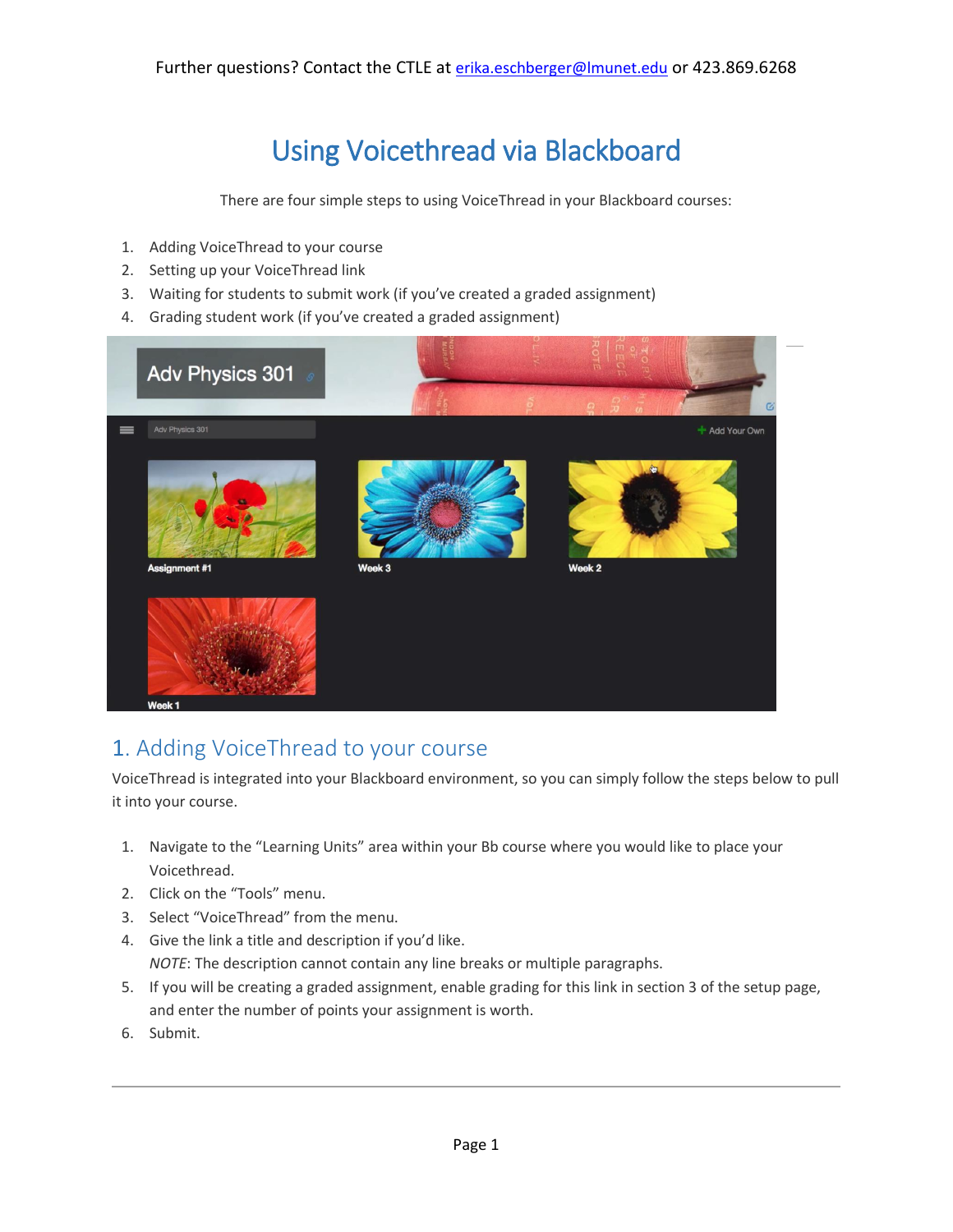Further questions? Contact the CTLE at erika.eschberger@lmunet.edu or 423.869.6268

# Using Voicethread via Blackboard

There are four simple steps to using VoiceThread in your Blackboard courses:

1. Adding VoiceThread to your course
2. Setting up your VoiceThread link
3. Waiting for students to submit work (if you've created a graded assignment)
4. Grading student work (if you've created a graded assignment)

## 1. Adding VoiceThread to your course

VoiceThread is integrated into your Blackboard environment, so you can simply follow the steps below to pull it into your course.

1. Navigate to the "Learning Units" area within your Bb course where you would like to place your Voicethread.
2. Click on the "Tools" menu.
3. Select "VoiceThread" from the menu.
4. Give the link a title and description if you'd like.
   *NOTE*: The description cannot contain any line breaks or multiple paragraphs.
5. If you will be creating a graded assignment, enable grading for this link in section 3 of the setup page, and enter the number of points your assignment is worth.
6. Submit.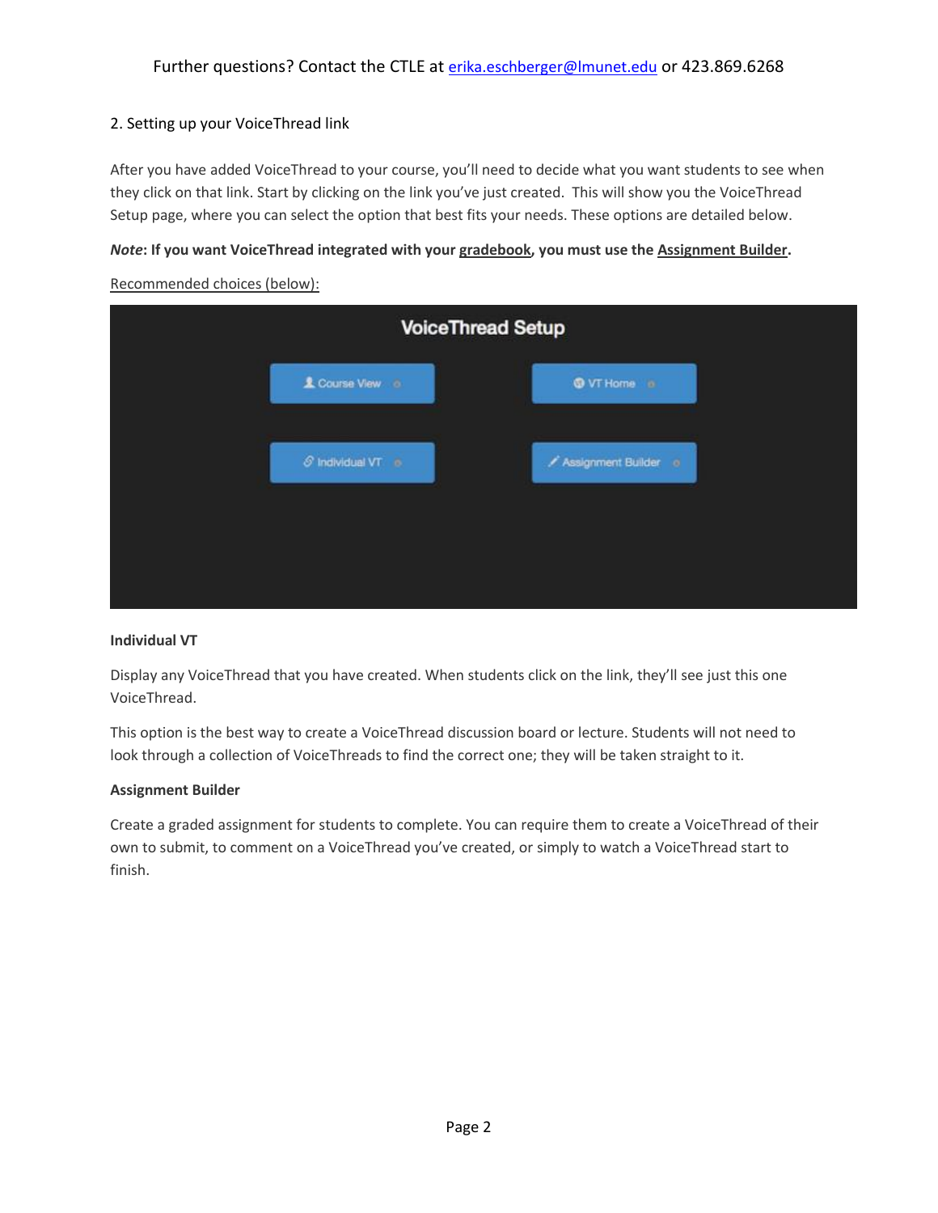Further questions? Contact the CTLE at erika.eschberger@lmunet.edu or 423.869.6268

2. Setting up your VoiceThread link

After you have added VoiceThread to your course, you'll need to decide what you want students to see when they click on that link. Start by clicking on the link you've just created. This will show you the VoiceThread Setup page, where you can select the option that best fits your needs. These options are detailed below.

***Note*: If you want VoiceThread integrated with your gradebook, you must use the Assignment Builder.**

Recommended choices (below):

**Individual VT**

Display any VoiceThread that you have created. When students click on the link, they'll see just this one VoiceThread.

This option is the best way to create a VoiceThread discussion board or lecture. Students will not need to look through a collection of VoiceThreads to find the correct one; they will be taken straight to it.

**Assignment Builder**

Create a graded assignment for students to complete. You can require them to create a VoiceThread of their own to submit, to comment on a VoiceThread you've created, or simply to watch a VoiceThread start to finish.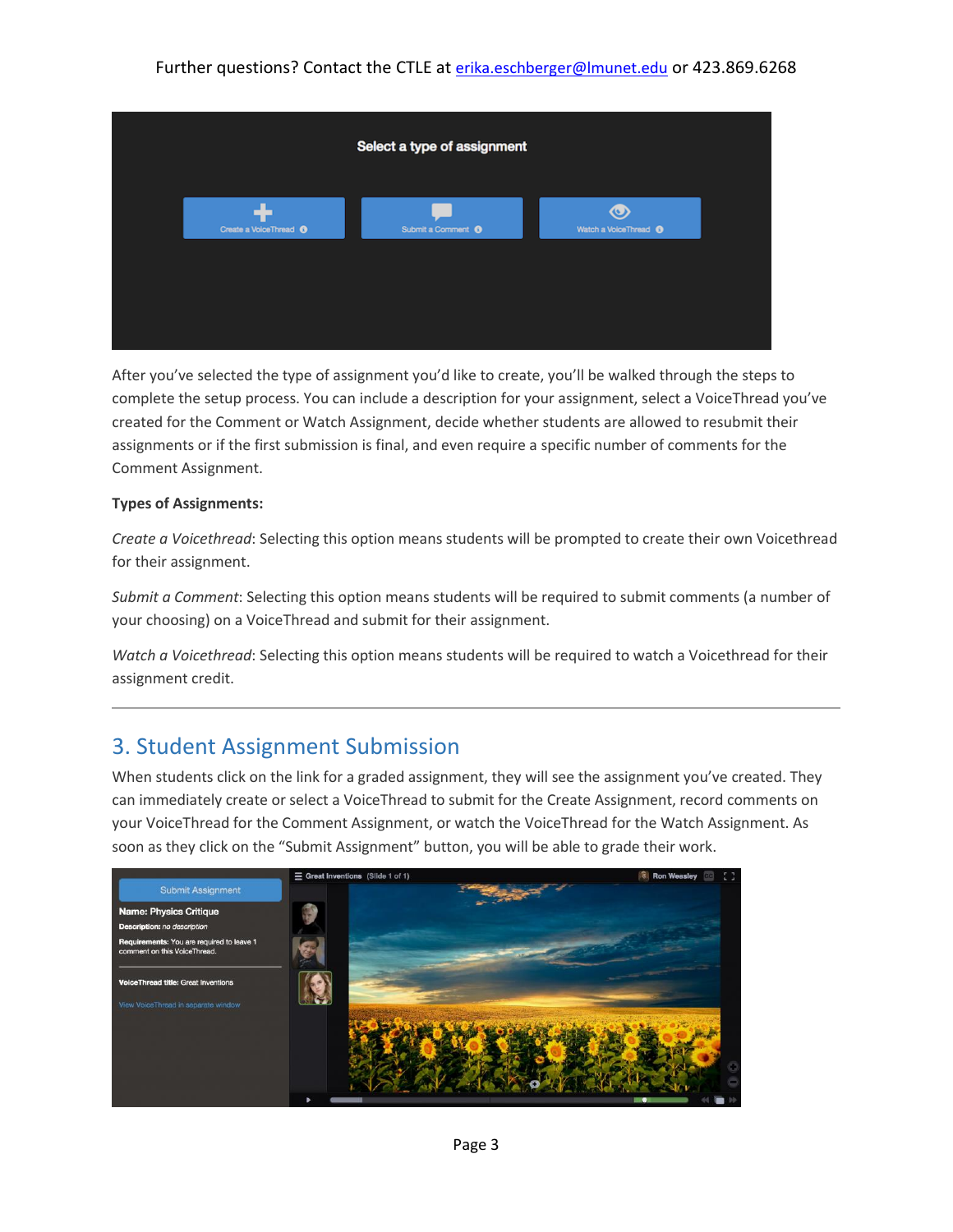Further questions? Contact the CTLE at erika.eschberger@lmunet.edu or 423.869.6268

After you've selected the type of assignment you'd like to create, you'll be walked through the steps to complete the setup process. You can include a description for your assignment, select a VoiceThread you've created for the Comment or Watch Assignment, decide whether students are allowed to resubmit their assignments or if the first submission is final, and even require a specific number of comments for the Comment Assignment.

**Types of Assignments:**

*Create a Voicethread*: Selecting this option means students will be prompted to create their own Voicethread for their assignment.

*Submit a Comment*: Selecting this option means students will be required to submit comments (a number of your choosing) on a VoiceThread and submit for their assignment.

*Watch a Voicethread*: Selecting this option means students will be required to watch a Voicethread for their assignment credit.

---

## 3. Student Assignment Submission

When students click on the link for a graded assignment, they will see the assignment you've created. They can immediately create or select a VoiceThread to submit for the Create Assignment, record comments on your VoiceThread for the Comment Assignment, or watch the VoiceThread for the Watch Assignment. As soon as they click on the "Submit Assignment" button, you will be able to grade their work.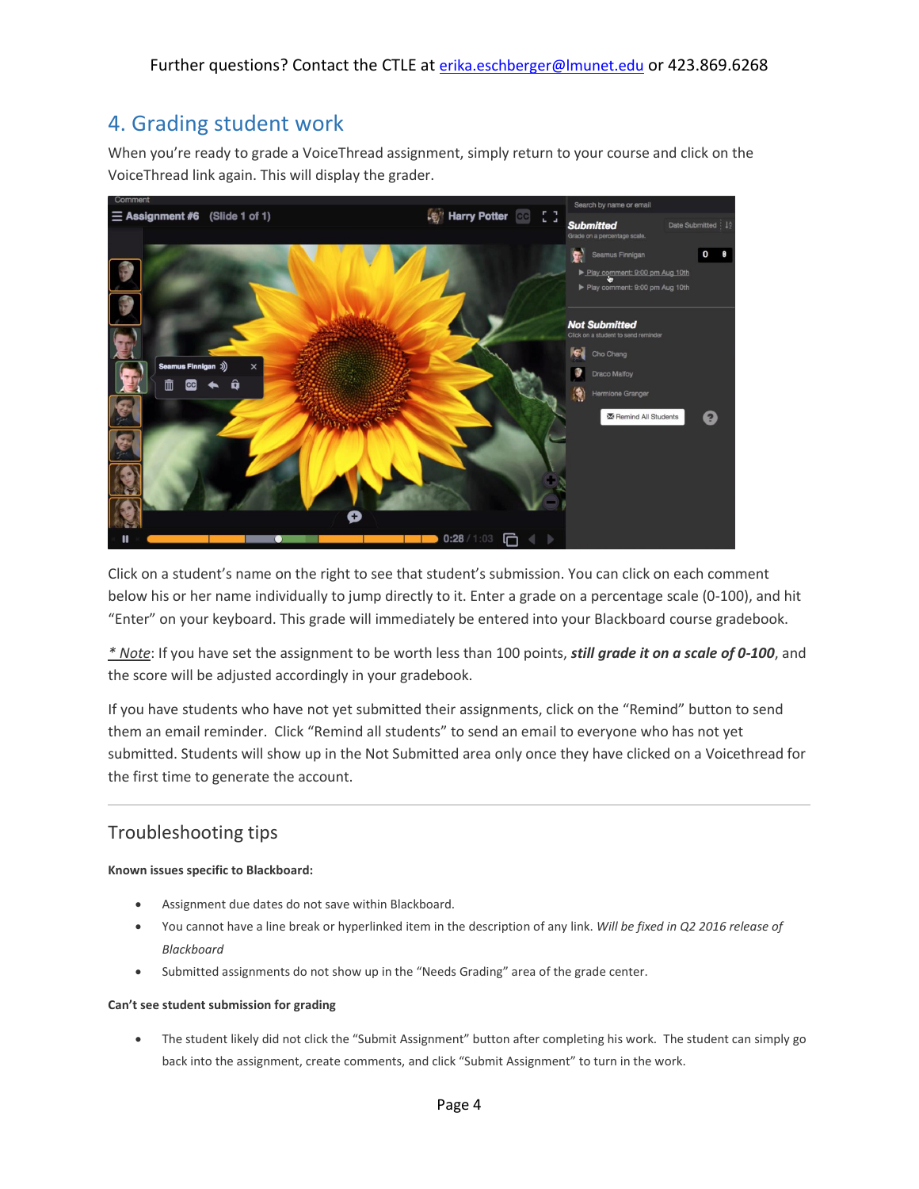Further questions? Contact the CTLE at erika.eschberger@lmunet.edu or 423.869.6268

## 4. Grading student work

When you're ready to grade a VoiceThread assignment, simply return to your course and click on the VoiceThread link again. This will display the grader.

Click on a student's name on the right to see that student's submission. You can click on each comment below his or her name individually to jump directly to it. Enter a grade on a percentage scale (0-100), and hit "Enter" on your keyboard. This grade will immediately be entered into your Blackboard course gradebook.

*_* Note_*: If you have set the assignment to be worth less than 100 points, ***still grade it on a scale of 0-100***, and the score will be adjusted accordingly in your gradebook.

If you have students who have not yet submitted their assignments, click on the "Remind" button to send them an email reminder. Click "Remind all students" to send an email to everyone who has not yet submitted. Students will show up in the Not Submitted area only once they have clicked on a Voicethread for the first time to generate the account.

---

## Troubleshooting tips

**Known issues specific to Blackboard:**

- Assignment due dates do not save within Blackboard.
- You cannot have a line break or hyperlinked item in the description of any link. *Will be fixed in Q2 2016 release of Blackboard*
- Submitted assignments do not show up in the "Needs Grading" area of the grade center.

**Can't see student submission for grading**

- The student likely did not click the "Submit Assignment" button after completing his work. The student can simply go back into the assignment, create comments, and click "Submit Assignment" to turn in the work.